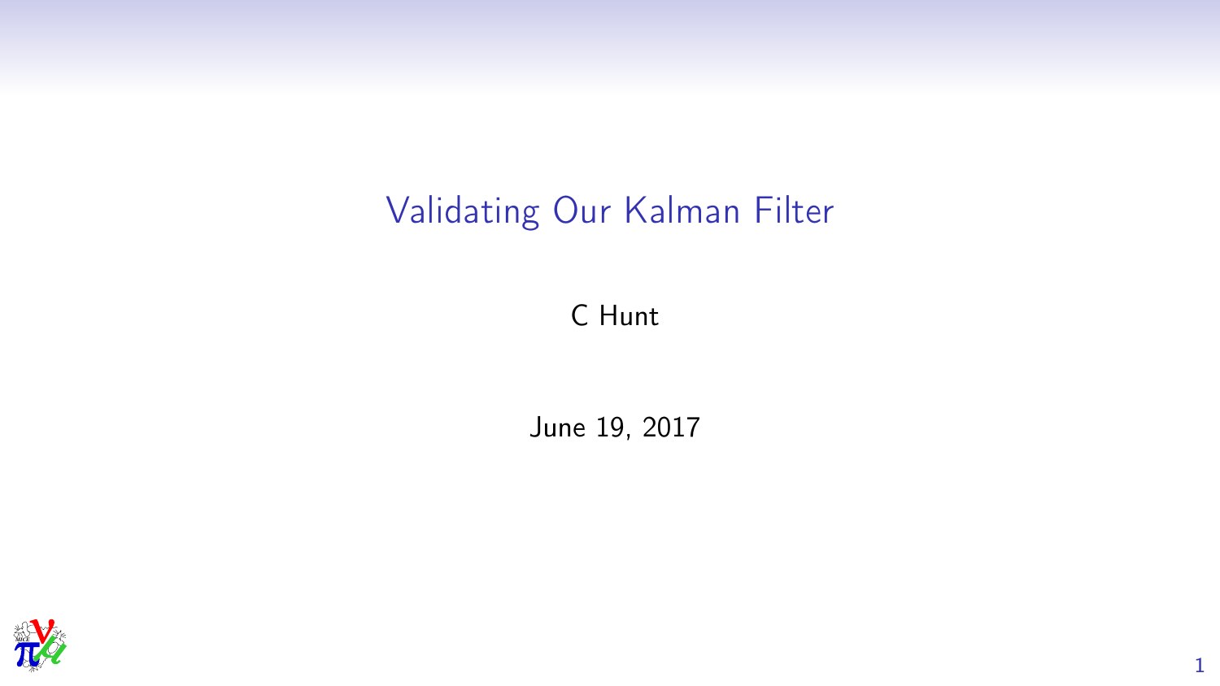# Validating Our Kalman Filter

C Hunt

June 19, 2017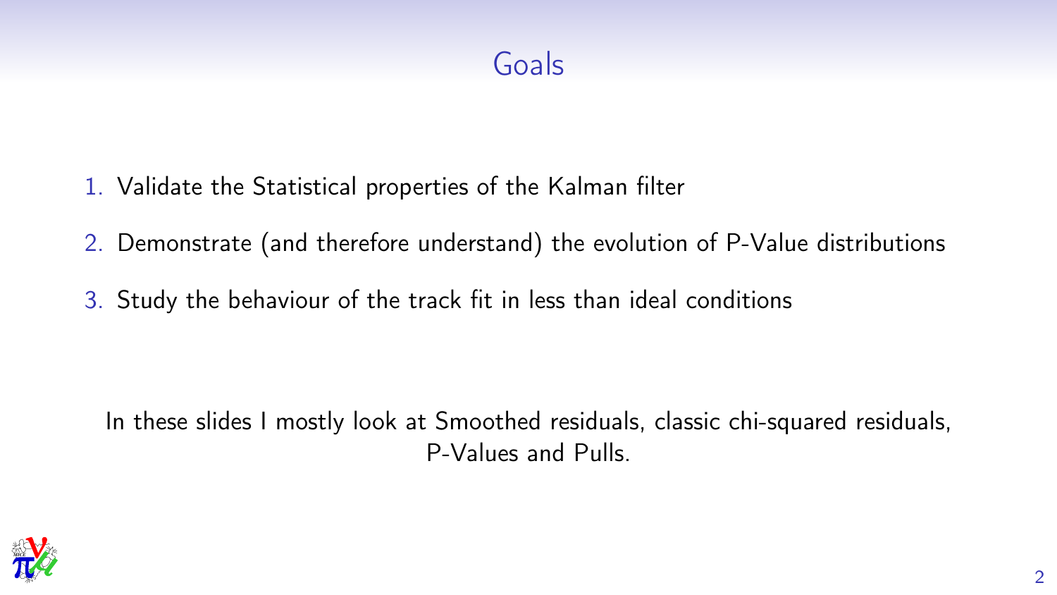# Goals

1. Validate the Statistical properties of the Kalman filter
2. Demonstrate (and therefore understand) the evolution of P-Value distributions
3. Study the behaviour of the track fit in less than ideal conditions

In these slides I mostly look at Smoothed residuals, classic chi-squared residuals, P-Values and Pulls.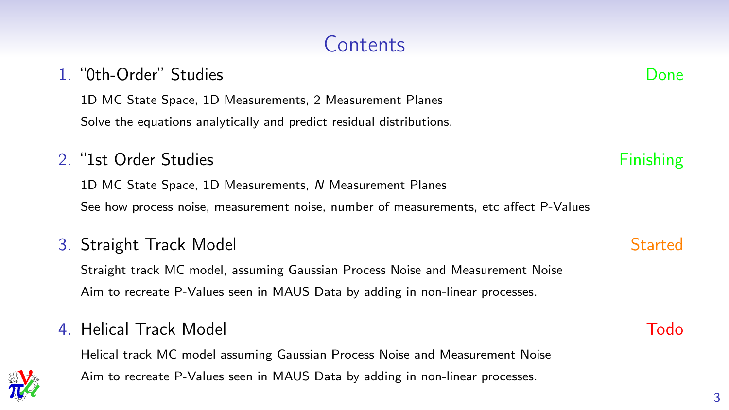# Contents

1. "0th-Order" Studies — Done

   1D MC State Space, 1D Measurements, 2 Measurement Planes

   Solve the equations analytically and predict residual distributions.

2. "1st Order Studies — Finishing

   1D MC State Space, 1D Measurements, $N$ Measurement Planes

   See how process noise, measurement noise, number of measurements, etc affect P-Values

3. Straight Track Model — Started

   Straight track MC model, assuming Gaussian Process Noise and Measurement Noise

   Aim to recreate P-Values seen in MAUS Data by adding in non-linear processes.

4. Helical Track Model — Todo

   Helical track MC model assuming Gaussian Process Noise and Measurement Noise

   Aim to recreate P-Values seen in MAUS Data by adding in non-linear processes.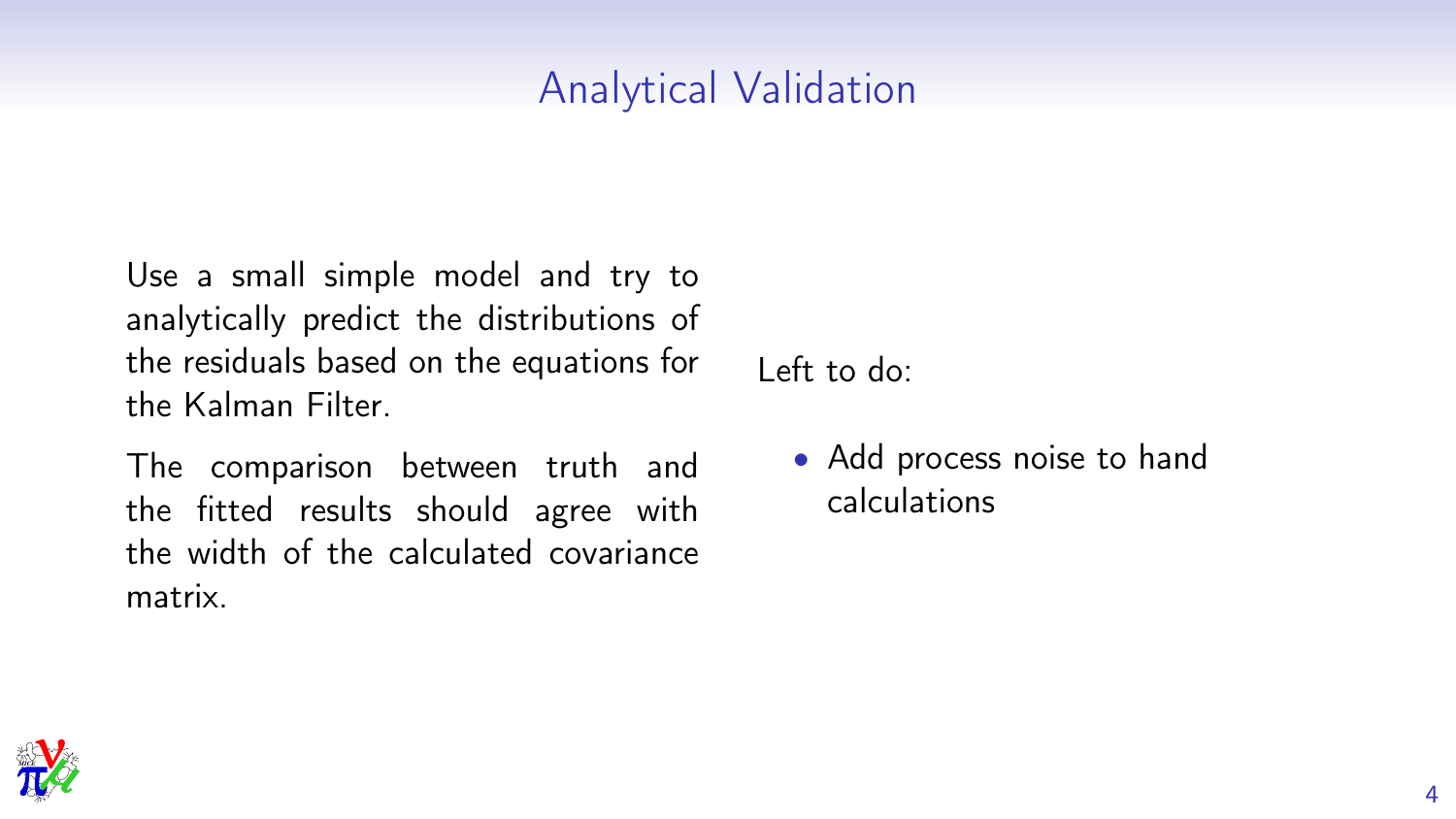# Analytical Validation

Use a small simple model and try to analytically predict the distributions of the residuals based on the equations for the Kalman Filter.

The comparison between truth and the fitted results should agree with the width of the calculated covariance matrix.

Left to do:

- Add process noise to hand calculations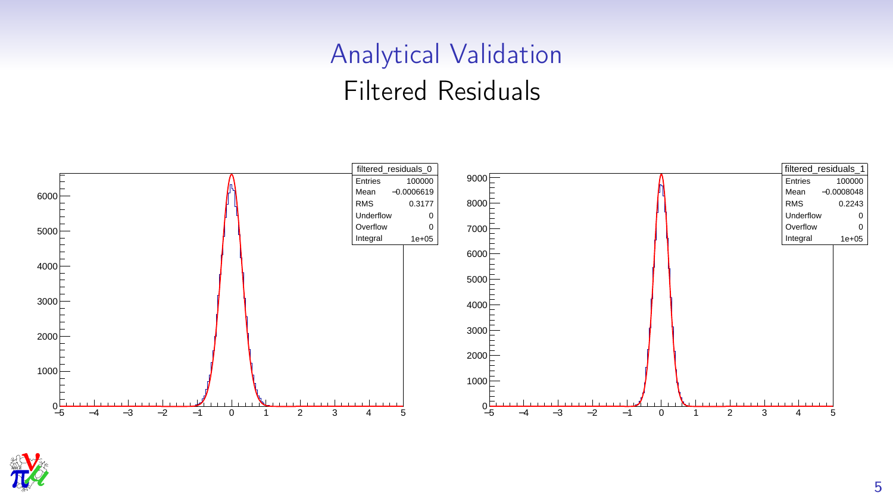# Analytical Validation

## Filtered Residuals

| filtered_residuals_0 | |
|---|---|
| Entries | 100000 |
| Mean | −0.0006619 |
| RMS | 0.3177 |
| Underflow | 0 |
| Overflow | 0 |
| Integral | 1e+05 |

| filtered_residuals_1 | |
|---|---|
| Entries | 100000 |
| Mean | −0.0008048 |
| RMS | 0.2243 |
| Underflow | 0 |
| Overflow | 0 |
| Integral | 1e+05 |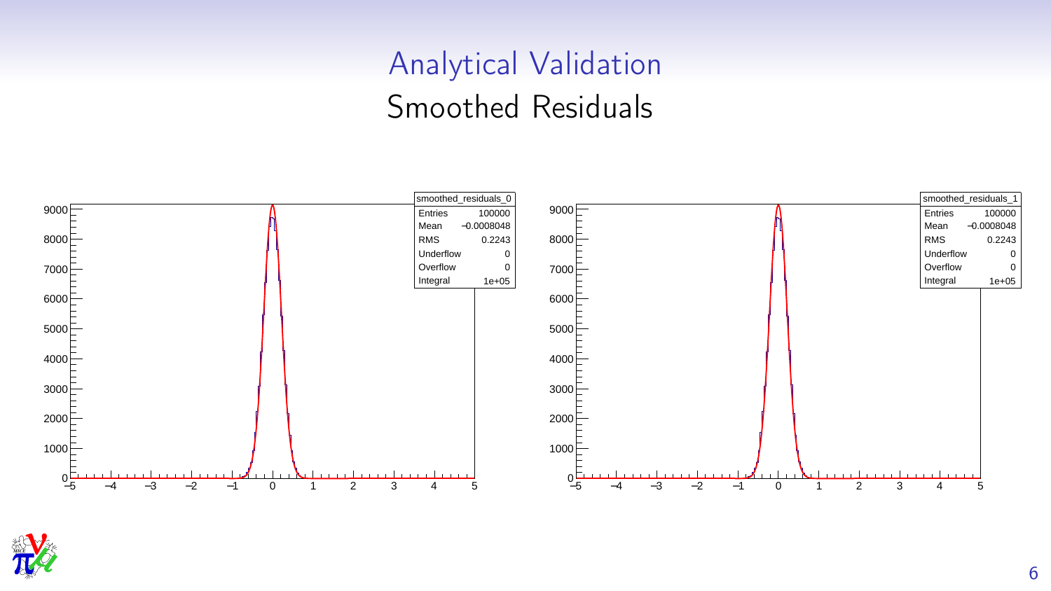# Analytical Validation

## Smoothed Residuals

| smoothed_residuals_0 | |
|---|---|
| Entries | 100000 |
| Mean | −0.0008048 |
| RMS | 0.2243 |
| Underflow | 0 |
| Overflow | 0 |
| Integral | 1e+05 |

| smoothed_residuals_1 | |
|---|---|
| Entries | 100000 |
| Mean | −0.0008048 |
| RMS | 0.2243 |
| Underflow | 0 |
| Overflow | 0 |
| Integral | 1e+05 |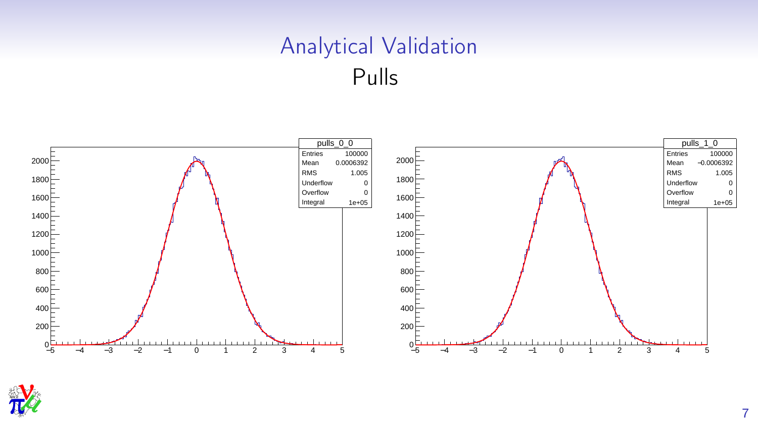# Analytical Validation

## Pulls

| pulls_0_0 | |
|---|---|
| Entries | 100000 |
| Mean | 0.0006392 |
| RMS | 1.005 |
| Underflow | 0 |
| Overflow | 0 |
| Integral | 1e+05 |

| pulls_1_0 | |
|---|---|
| Entries | 100000 |
| Mean | −0.0006392 |
| RMS | 1.005 |
| Underflow | 0 |
| Overflow | 0 |
| Integral | 1e+05 |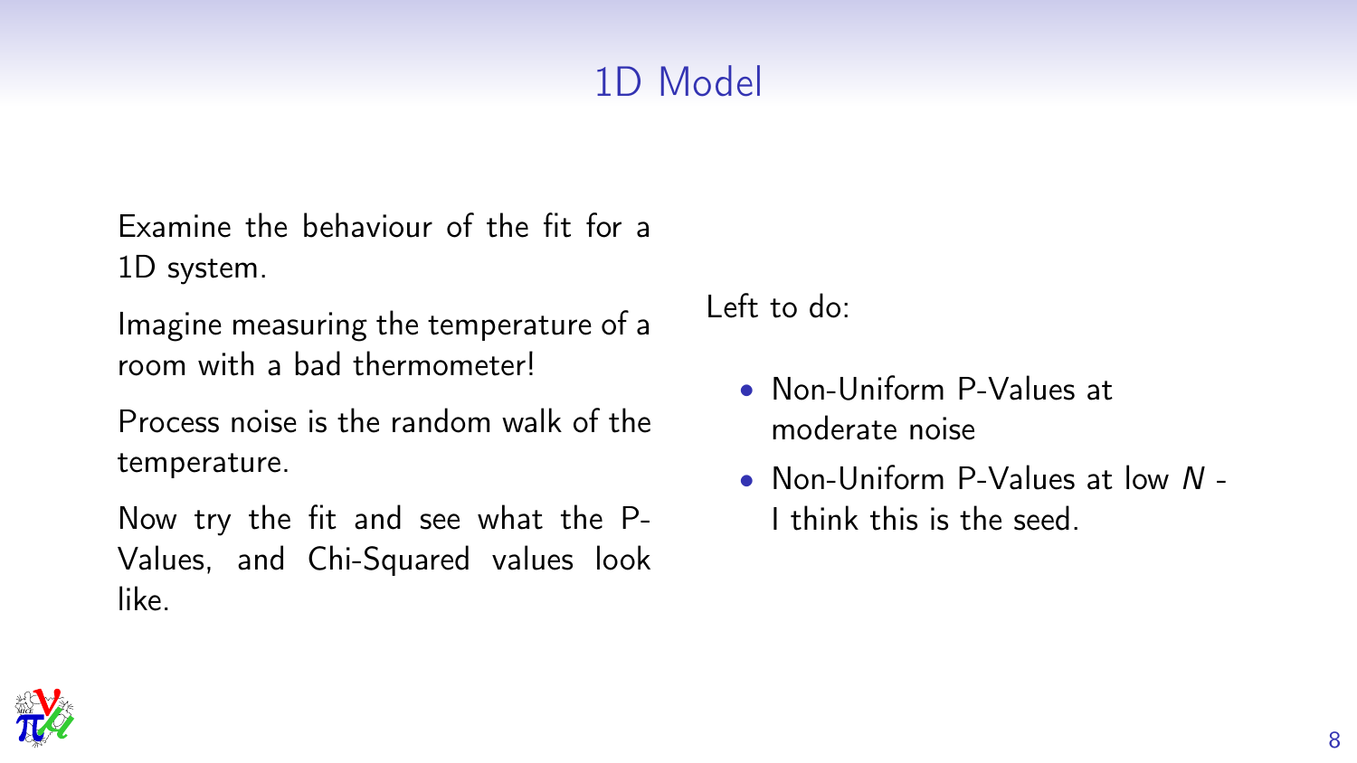# 1D Model

Examine the behaviour of the fit for a 1D system.

Imagine measuring the temperature of a room with a bad thermometer!

Process noise is the random walk of the temperature.

Now try the fit and see what the P-Values, and Chi-Squared values look like.

Left to do:

- Non-Uniform P-Values at moderate noise
- Non-Uniform P-Values at low $N$ - I think this is the seed.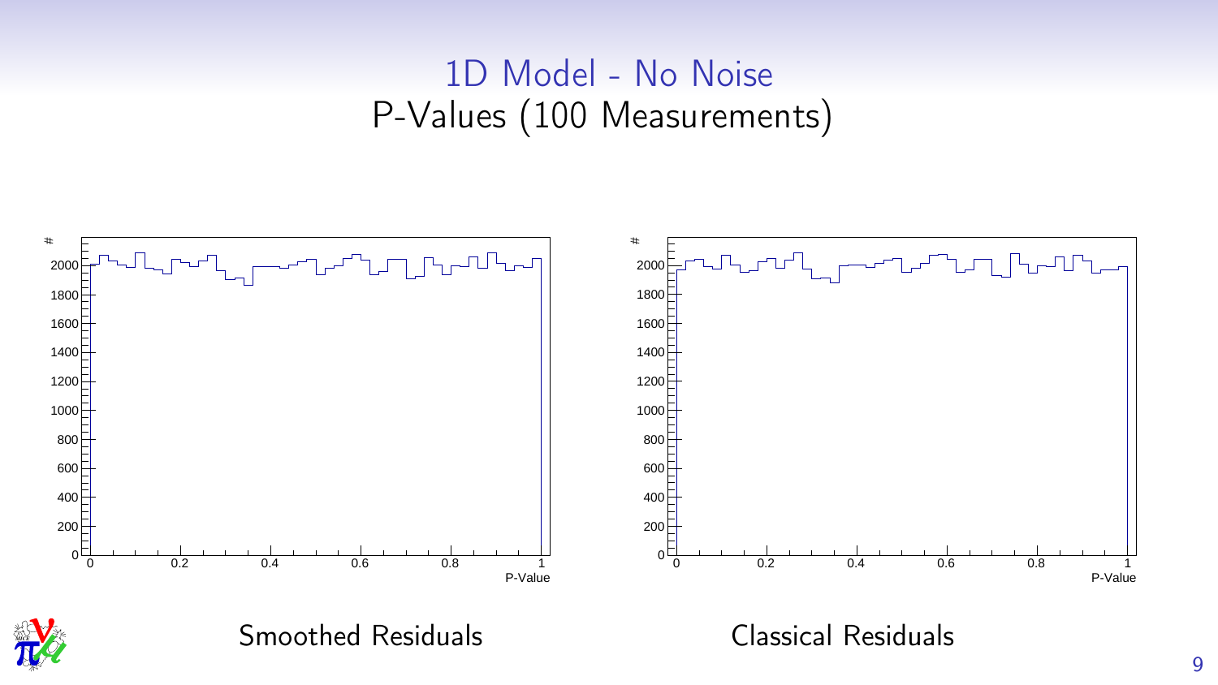# 1D Model - No Noise

## P-Values (100 Measurements)

Smoothed Residuals

Classical Residuals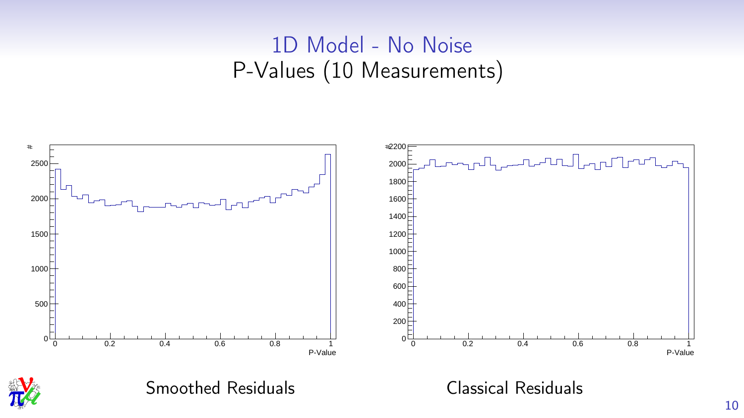# 1D Model - No Noise

## P-Values (10 Measurements)

Smoothed Residuals

Classical Residuals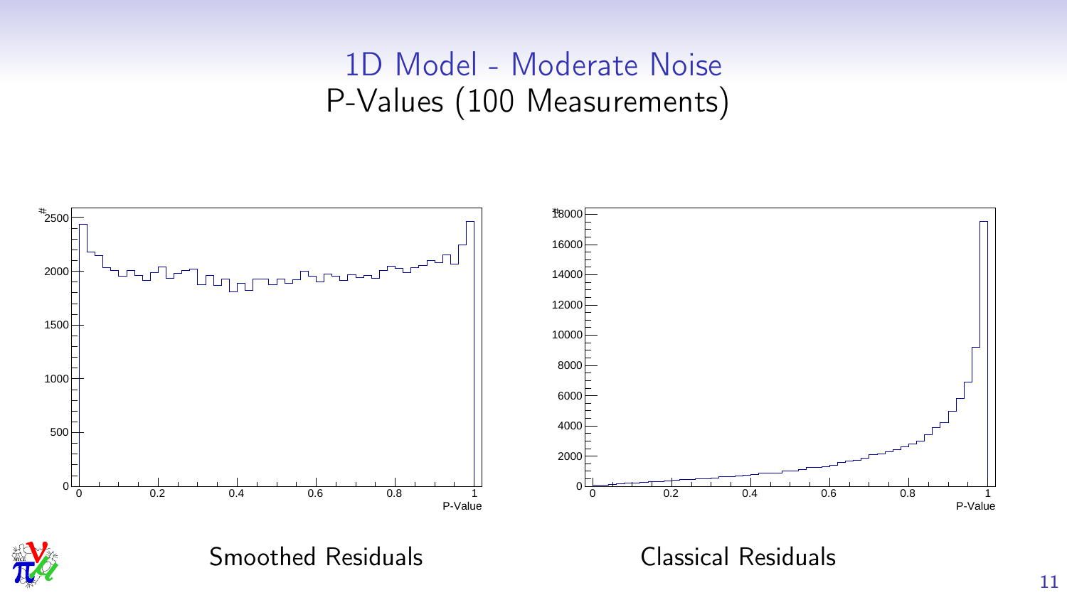# 1D Model - Moderate Noise

## P-Values (100 Measurements)

Smoothed Residuals

Classical Residuals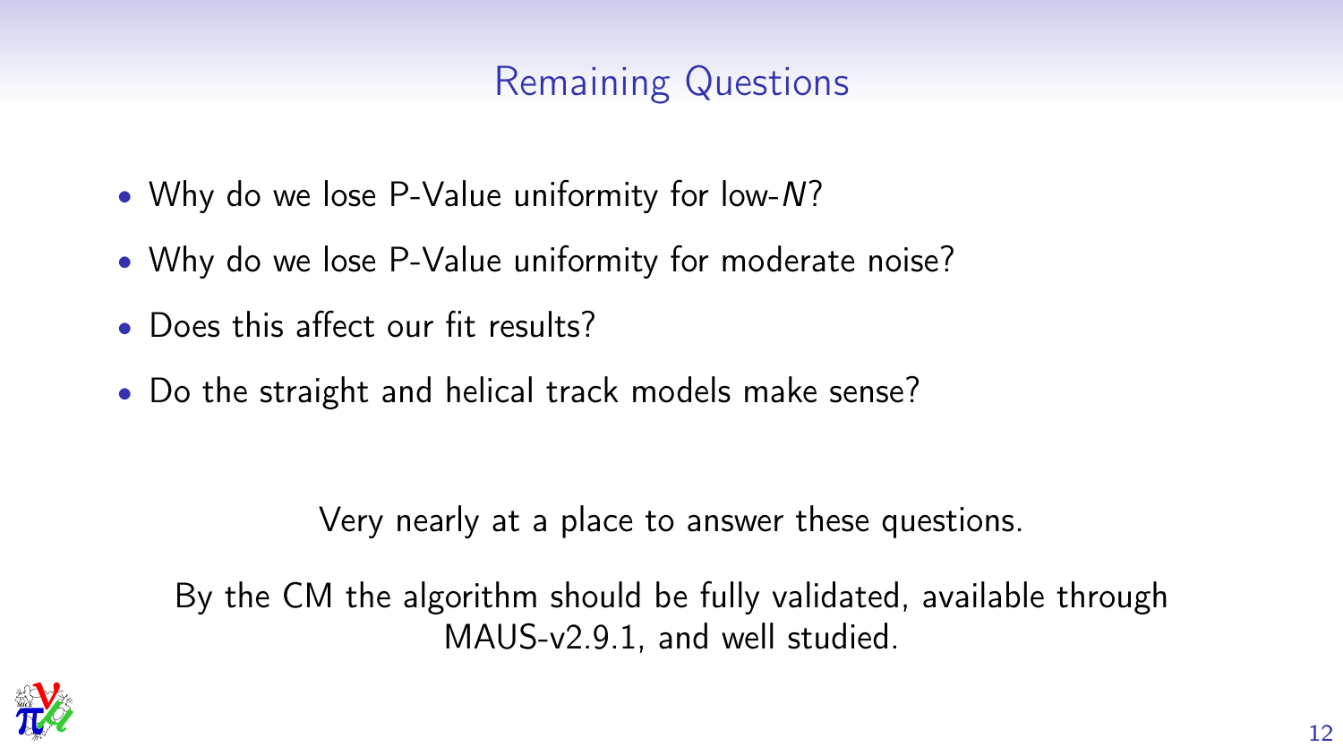# Remaining Questions

- Why do we lose P-Value uniformity for low-$N$?
- Why do we lose P-Value uniformity for moderate noise?
- Does this affect our fit results?
- Do the straight and helical track models make sense?

Very nearly at a place to answer these questions.

By the CM the algorithm should be fully validated, available through MAUS-v2.9.1, and well studied.